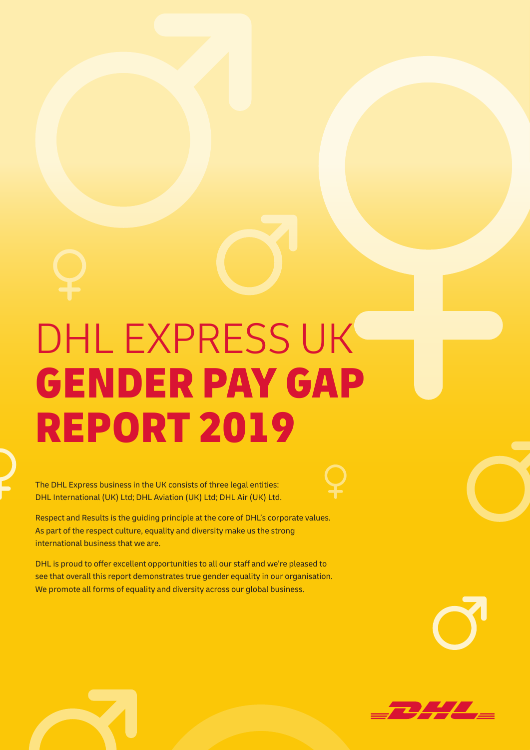# DHL EXPRESS UK
# GENDER PAY GAP REPORT 2019

The DHL Express business in the UK consists of three legal entities: DHL International (UK) Ltd; DHL Aviation (UK) Ltd; DHL Air (UK) Ltd.

Respect and Results is the guiding principle at the core of DHL's corporate values. As part of the respect culture, equality and diversity make us the strong international business that we are.

DHL is proud to offer excellent opportunities to all our staff and we're pleased to see that overall this report demonstrates true gender equality in our organisation. We promote all forms of equality and diversity across our global business.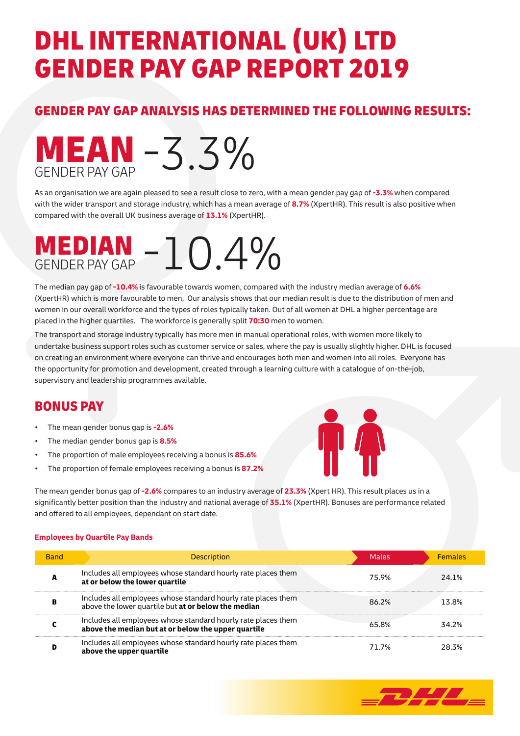# DHL INTERNATIONAL (UK) LTD GENDER PAY GAP REPORT 2019

## GENDER PAY GAP ANALYSIS HAS DETERMINED THE FOLLOWING RESULTS:

## MEAN GENDER PAY GAP -3.3%

As an organisation we are again pleased to see a result close to zero, with a mean gender pay gap of **-3.3%** when compared with the wider transport and storage industry, which has a mean average of **8.7%** (XpertHR). This result is also positive when compared with the overall UK business average of **13.1%** (XpertHR).

## MEDIAN GENDER PAY GAP -10.4%

The median pay gap of **-10.4%** is favourable towards women, compared with the industry median average of **6.6%** (XpertHR) which is more favourable to men. Our analysis shows that our median result is due to the distribution of men and women in our overall workforce and the types of roles typically taken. Out of all women at DHL a higher percentage are placed in the higher quartiles. The workforce is generally split **70:30** men to women.

The transport and storage industry typically has more men in manual operational roles, with women more likely to undertake business support roles such as customer service or sales, where the pay is usually slightly higher. DHL is focused on creating an environment where everyone can thrive and encourages both men and women into all roles. Everyone has the opportunity for promotion and development, created through a learning culture with a catalogue of on-the-job, supervisory and leadership programmes available.

## BONUS PAY

- The mean gender bonus gap is **-2.6%**
- The median gender bonus gap is **8.5%**
- The proportion of male employees receiving a bonus is **85.6%**
- The proportion of female employees receiving a bonus is **87.2%**

The mean gender bonus gap of **-2.6%** compares to an industry average of **23.3%** (Xpert HR). This result places us in a significantly better position than the industry and national average of **35.1%** (XpertHR). Bonuses are performance related and offered to all employees, dependant on start date.

**Employees by Quartile Pay Bands**

| Band | Description | Males | Females |
|---|---|---|---|
| **A** | Includes all employees whose standard hourly rate places them **at or below the lower quartile** | 75.9% | 24.1% |
| **B** | Includes all employees whose standard hourly rate places them above the lower quartile but **at or below the median** | 86.2% | 13.8% |
| **C** | Includes all employees whose standard hourly rate places them **above the median but at or below the upper quartile** | 65.8% | 34.2% |
| **D** | Includes all employees whose standard hourly rate places them **above the upper quartile** | 71.7% | 28.3% |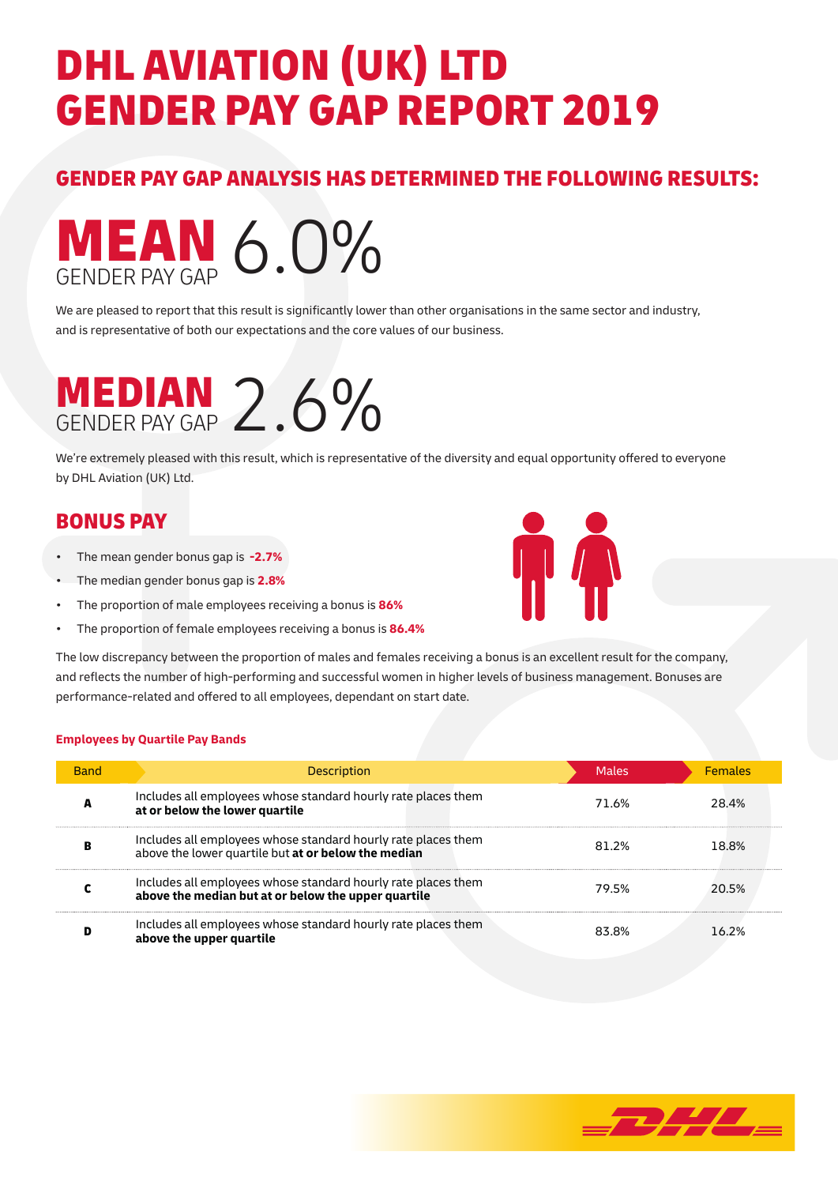# DHL AVIATION (UK) LTD GENDER PAY GAP REPORT 2019

## GENDER PAY GAP ANALYSIS HAS DETERMINED THE FOLLOWING RESULTS:

## MEAN GENDER PAY GAP 6.0%

We are pleased to report that this result is significantly lower than other organisations in the same sector and industry, and is representative of both our expectations and the core values of our business.

## MEDIAN GENDER PAY GAP 2.6%

We're extremely pleased with this result, which is representative of the diversity and equal opportunity offered to everyone by DHL Aviation (UK) Ltd.

## BONUS PAY

- The mean gender bonus gap is **-2.7%**
- The median gender bonus gap is **2.8%**
- The proportion of male employees receiving a bonus is **86%**
- The proportion of female employees receiving a bonus is **86.4%**

The low discrepancy between the proportion of males and females receiving a bonus is an excellent result for the company, and reflects the number of high-performing and successful women in higher levels of business management. Bonuses are performance-related and offered to all employees, dependant on start date.

**Employees by Quartile Pay Bands**

| Band | Description | Males | Females |
|---|---|---|---|
| **A** | Includes all employees whose standard hourly rate places them **at or below the lower quartile** | 71.6% | 28.4% |
| **B** | Includes all employees whose standard hourly rate places them above the lower quartile but **at or below the median** | 81.2% | 18.8% |
| **C** | Includes all employees whose standard hourly rate places them **above the median but at or below the upper quartile** | 79.5% | 20.5% |
| **D** | Includes all employees whose standard hourly rate places them **above the upper quartile** | 83.8% | 16.2% |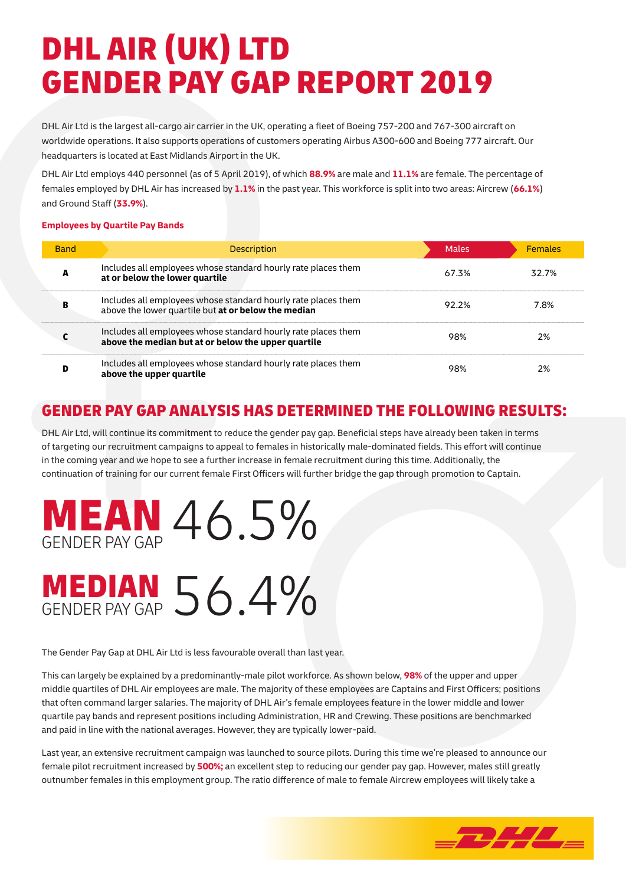# DHL AIR (UK) LTD
# GENDER PAY GAP REPORT 2019

DHL Air Ltd is the largest all-cargo air carrier in the UK, operating a fleet of Boeing 757-200 and 767-300 aircraft on worldwide operations. It also supports operations of customers operating Airbus A300-600 and Boeing 777 aircraft. Our headquarters is located at East Midlands Airport in the UK.

DHL Air Ltd employs 440 personnel (as of 5 April 2019), of which **88.9%** are male and **11.1%** are female. The percentage of females employed by DHL Air has increased by **1.1%** in the past year. This workforce is split into two areas: Aircrew (**66.1%**) and Ground Staff (**33.9%**).

**Employees by Quartile Pay Bands**

| Band | Description | Males | Females |
|---|---|---|---|
| **A** | Includes all employees whose standard hourly rate places them **at or below the lower quartile** | 67.3% | 32.7% |
| **B** | Includes all employees whose standard hourly rate places them above the lower quartile but **at or below the median** | 92.2% | 7.8% |
| **C** | Includes all employees whose standard hourly rate places them **above the median but at or below the upper quartile** | 98% | 2% |
| **D** | Includes all employees whose standard hourly rate places them **above the upper quartile** | 98% | 2% |

## GENDER PAY GAP ANALYSIS HAS DETERMINED THE FOLLOWING RESULTS:

DHL Air Ltd, will continue its commitment to reduce the gender pay gap. Beneficial steps have already been taken in terms of targeting our recruitment campaigns to appeal to females in historically male-dominated fields. This effort will continue in the coming year and we hope to see a further increase in female recruitment during this time. Additionally, the continuation of training for our current female First Officers will further bridge the gap through promotion to Captain.

**MEAN** GENDER PAY GAP 46.5%

**MEDIAN** GENDER PAY GAP 56.4%

The Gender Pay Gap at DHL Air Ltd is less favourable overall than last year.

This can largely be explained by a predominantly-male pilot workforce. As shown below, **98%** of the upper and upper middle quartiles of DHL Air employees are male. The majority of these employees are Captains and First Officers; positions that often command larger salaries. The majority of DHL Air's female employees feature in the lower middle and lower quartile pay bands and represent positions including Administration, HR and Crewing. These positions are benchmarked and paid in line with the national averages. However, they are typically lower-paid.

Last year, an extensive recruitment campaign was launched to source pilots. During this time we're pleased to announce our female pilot recruitment increased by **500%;** an excellent step to reducing our gender pay gap. However, males still greatly outnumber females in this employment group. The ratio difference of male to female Aircrew employees will likely take a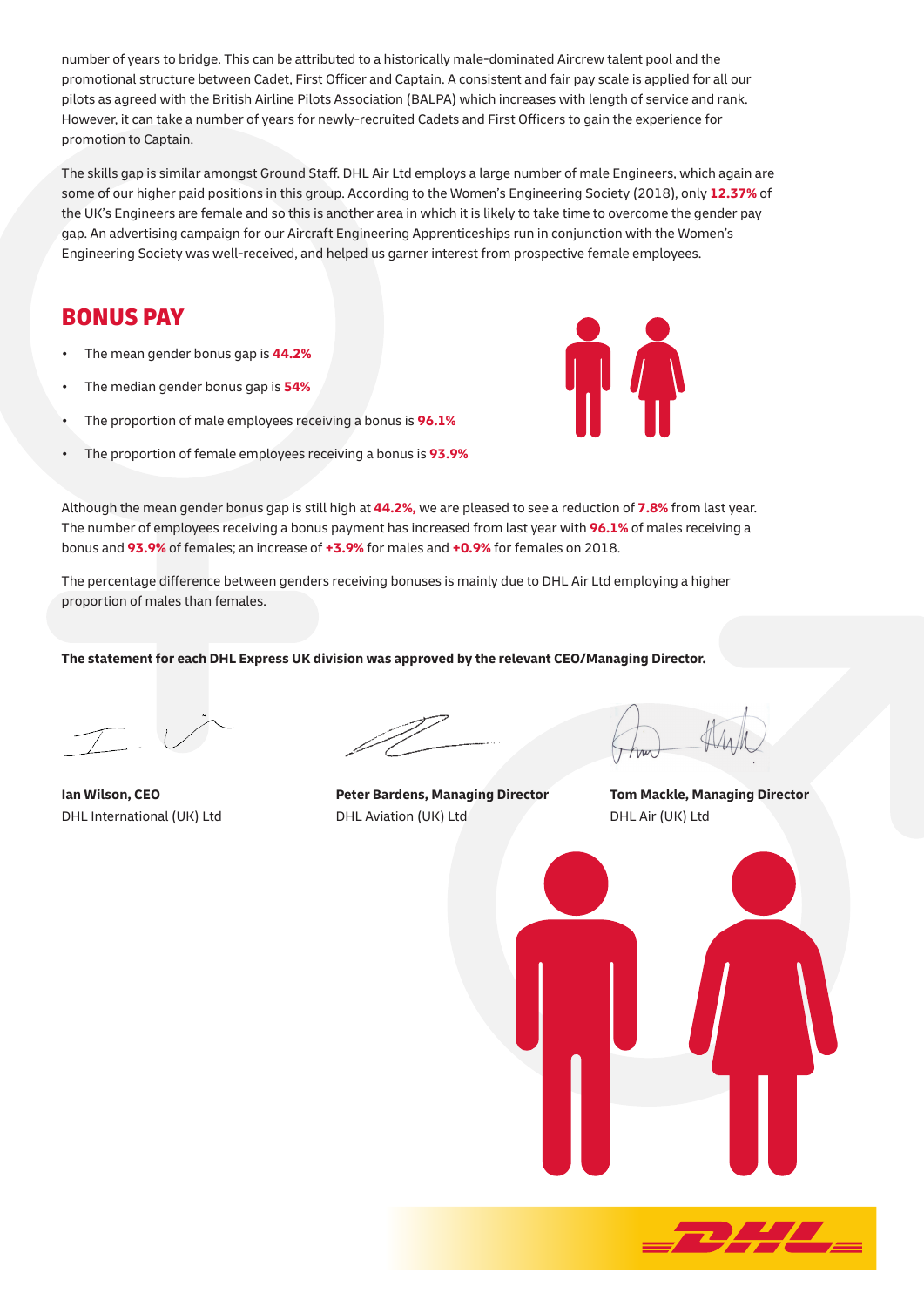number of years to bridge. This can be attributed to a historically male-dominated Aircrew talent pool and the promotional structure between Cadet, First Officer and Captain. A consistent and fair pay scale is applied for all our pilots as agreed with the British Airline Pilots Association (BALPA) which increases with length of service and rank. However, it can take a number of years for newly-recruited Cadets and First Officers to gain the experience for promotion to Captain.

The skills gap is similar amongst Ground Staff. DHL Air Ltd employs a large number of male Engineers, which again are some of our higher paid positions in this group. According to the Women's Engineering Society (2018), only **12.37%** of the UK's Engineers are female and so this is another area in which it is likely to take time to overcome the gender pay gap. An advertising campaign for our Aircraft Engineering Apprenticeships run in conjunction with the Women's Engineering Society was well-received, and helped us garner interest from prospective female employees.

## BONUS PAY

- The mean gender bonus gap is **44.2%**
- The median gender bonus gap is **54%**
- The proportion of male employees receiving a bonus is **96.1%**
- The proportion of female employees receiving a bonus is **93.9%**

Although the mean gender bonus gap is still high at **44.2%,** we are pleased to see a reduction of **7.8%** from last year. The number of employees receiving a bonus payment has increased from last year with **96.1%** of males receiving a bonus and **93.9%** of females; an increase of **+3.9%** for males and **+0.9%** for females on 2018.

The percentage difference between genders receiving bonuses is mainly due to DHL Air Ltd employing a higher proportion of males than females.

**The statement for each DHL Express UK division was approved by the relevant CEO/Managing Director.**

**Ian Wilson, CEO**
DHL International (UK) Ltd

**Peter Bardens, Managing Director**
DHL Aviation (UK) Ltd

**Tom Mackle, Managing Director**
DHL Air (UK) Ltd